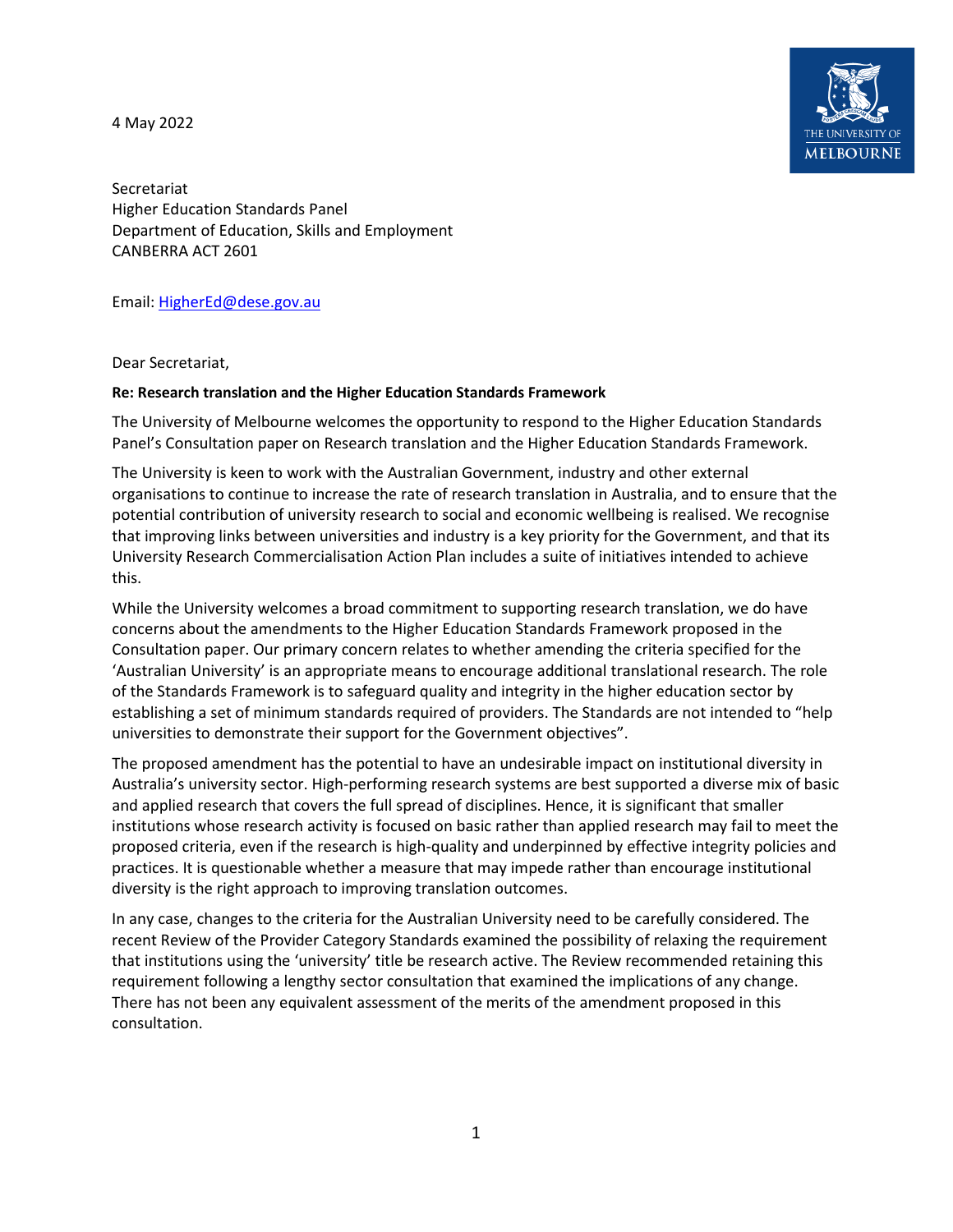4 May 2022

Secretariat
Higher Education Standards Panel
Department of Education, Skills and Employment
CANBERRA ACT 2601

Email: [HigherEd@dese.gov.au](mailto:HigherEd@dese.gov.au)

Dear Secretariat,

**Re: Research translation and the Higher Education Standards Framework**

The University of Melbourne welcomes the opportunity to respond to the Higher Education Standards Panel's Consultation paper on Research translation and the Higher Education Standards Framework.

The University is keen to work with the Australian Government, industry and other external organisations to continue to increase the rate of research translation in Australia, and to ensure that the potential contribution of university research to social and economic wellbeing is realised. We recognise that improving links between universities and industry is a key priority for the Government, and that its University Research Commercialisation Action Plan includes a suite of initiatives intended to achieve this.

While the University welcomes a broad commitment to supporting research translation, we do have concerns about the amendments to the Higher Education Standards Framework proposed in the Consultation paper. Our primary concern relates to whether amending the criteria specified for the 'Australian University' is an appropriate means to encourage additional translational research. The role of the Standards Framework is to safeguard quality and integrity in the higher education sector by establishing a set of minimum standards required of providers. The Standards are not intended to "help universities to demonstrate their support for the Government objectives".

The proposed amendment has the potential to have an undesirable impact on institutional diversity in Australia's university sector. High-performing research systems are best supported a diverse mix of basic and applied research that covers the full spread of disciplines. Hence, it is significant that smaller institutions whose research activity is focused on basic rather than applied research may fail to meet the proposed criteria, even if the research is high-quality and underpinned by effective integrity policies and practices. It is questionable whether a measure that may impede rather than encourage institutional diversity is the right approach to improving translation outcomes.

In any case, changes to the criteria for the Australian University need to be carefully considered. The recent Review of the Provider Category Standards examined the possibility of relaxing the requirement that institutions using the 'university' title be research active. The Review recommended retaining this requirement following a lengthy sector consultation that examined the implications of any change. There has not been any equivalent assessment of the merits of the amendment proposed in this consultation.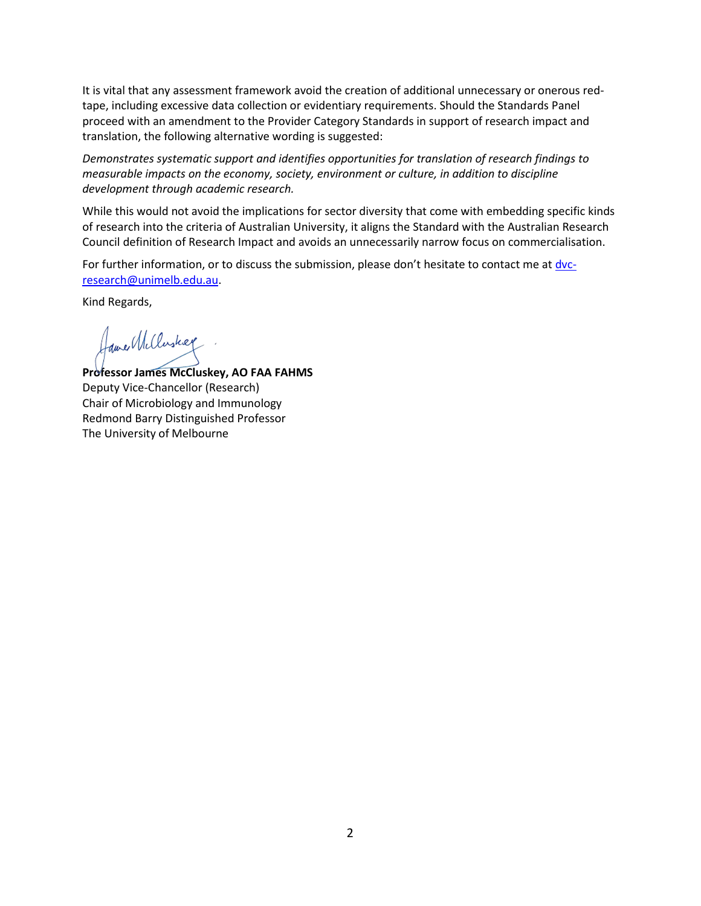It is vital that any assessment framework avoid the creation of additional unnecessary or onerous red-tape, including excessive data collection or evidentiary requirements. Should the Standards Panel proceed with an amendment to the Provider Category Standards in support of research impact and translation, the following alternative wording is suggested:

*Demonstrates systematic support and identifies opportunities for translation of research findings to measurable impacts on the economy, society, environment or culture, in addition to discipline development through academic research.*

While this would not avoid the implications for sector diversity that come with embedding specific kinds of research into the criteria of Australian University, it aligns the Standard with the Australian Research Council definition of Research Impact and avoids an unnecessarily narrow focus on commercialisation.

For further information, or to discuss the submission, please don't hesitate to contact me at [dvc-research@unimelb.edu.au](mailto:dvc-research@unimelb.edu.au).

Kind Regards,

**Professor James McCluskey, AO FAA FAHMS**
Deputy Vice-Chancellor (Research)
Chair of Microbiology and Immunology
Redmond Barry Distinguished Professor
The University of Melbourne